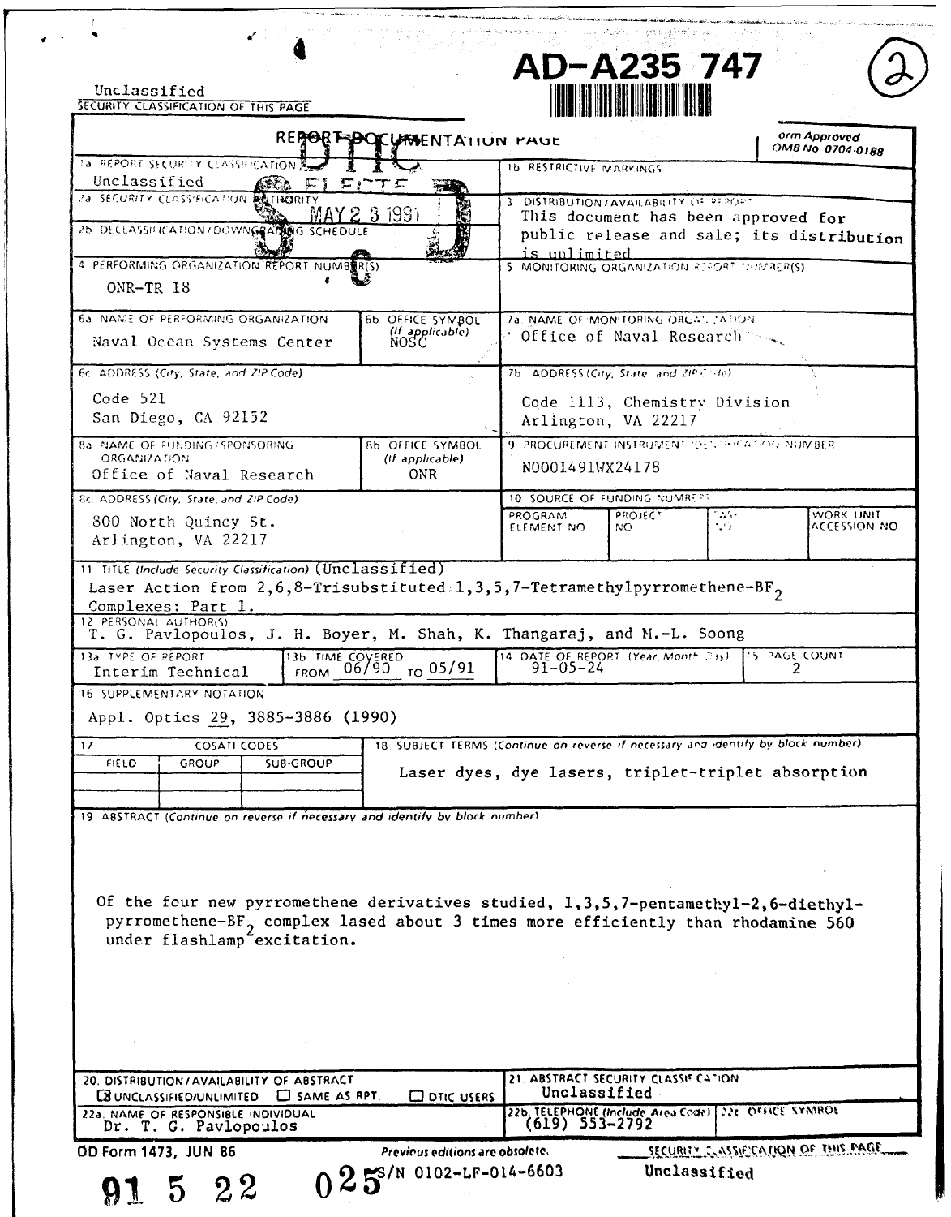# AD-A235 747

(2)

Unclassified

SECURITY CLASSIFICATION OF THIS PAGE

## REPORT DOCUMENTATION PAGE

Form Approved OMB No. 0704-0188

DTIC ELECTE MAY 23 1991

| Field | Entry |
|---|---|
| 1a REPORT SECURITY CLASSIFICATION | Unclassified |
| 1b RESTRICTIVE MARKINGS | |
| 2a SECURITY CLASSIFICATION AUTHORITY | |
| 2b DECLASSIFICATION/DOWNGRADING SCHEDULE | |
| 3 DISTRIBUTION/AVAILABILITY OF REPORT | This document has been approved for public release and sale; its distribution is unlimited |
| 4 PERFORMING ORGANIZATION REPORT NUMBER(S) | ONR-TR 18 |
| 5 MONITORING ORGANIZATION REPORT NUMBER(S) | |
| 6a NAME OF PERFORMING ORGANIZATION | Naval Ocean Systems Center |
| 6b OFFICE SYMBOL (If applicable) | NOSC |
| 7a NAME OF MONITORING ORGANIZATION | Office of Naval Research |
| 6c ADDRESS (City, State, and ZIP Code) | Code 521, San Diego, CA 92152 |
| 7b ADDRESS (City, State, and ZIP Code) | Code 1113, Chemistry Division, Arlington, VA 22217 |
| 8a NAME OF FUNDING/SPONSORING ORGANIZATION | Office of Naval Research |
| 8b OFFICE SYMBOL (If applicable) | ONR |
| 9 PROCUREMENT INSTRUMENT IDENTIFICATION NUMBER | N0001491WX24178 |
| 8c ADDRESS (City, State, and ZIP Code) | 800 North Quincy St., Arlington, VA 22217 |
| 10 SOURCE OF FUNDING NUMBERS | PROGRAM ELEMENT NO. / PROJECT NO. / TASK NO. / WORK UNIT ACCESSION NO. |

11 TITLE (Include Security Classification) (Unclassified)
Laser Action from 2,6,8-Trisubstituted 1,3,5,7-Tetramethylpyrromethene-$BF_2$ Complexes: Part 1.

12 PERSONAL AUTHOR(S)
T. G. Pavlopoulos, J. H. Boyer, M. Shah, K. Thangaraj, and M.-L. Soong

| 13a TYPE OF REPORT | 13b TIME COVERED | 14 DATE OF REPORT (Year, Month, Day) | 15 PAGE COUNT |
|---|---|---|---|
| Interim Technical | FROM 06/90 TO 05/91 | 91-05-24 | 2 |

16 SUPPLEMENTARY NOTATION
Appl. Optics 29, 3885-3886 (1990)

| 17 COSATI CODES | | | 18 SUBJECT TERMS |
|---|---|---|---|
| FIELD | GROUP | SUB-GROUP | Laser dyes, dye lasers, triplet-triplet absorption |

19 ABSTRACT (Continue on reverse if necessary and identify by block number)

Of the four new pyrromethene derivatives studied, 1,3,5,7-pentamethyl-2,6-diethyl-pyrromethene-$BF_2$ complex lased about 3 times more efficiently than rhodamine 560 under flashlamp excitation.

| 20 DISTRIBUTION/AVAILABILITY OF ABSTRACT | 21 ABSTRACT SECURITY CLASSIFICATION |
|---|---|
| ☒ UNCLASSIFIED/UNLIMITED ☐ SAME AS RPT. ☐ DTIC USERS | Unclassified |

| 22a NAME OF RESPONSIBLE INDIVIDUAL | 22b TELEPHONE (Include Area Code) | 22c OFFICE SYMBOL |
|---|---|---|
| Dr. T. G. Pavlopoulos | (619) 553-2792 | |

DD Form 1473, JUN 86 — Previous editions are obsolete. — SECURITY CLASSIFICATION OF THIS PAGE: Unclassified

S/N 0102-LF-014-6603

91 5 22 025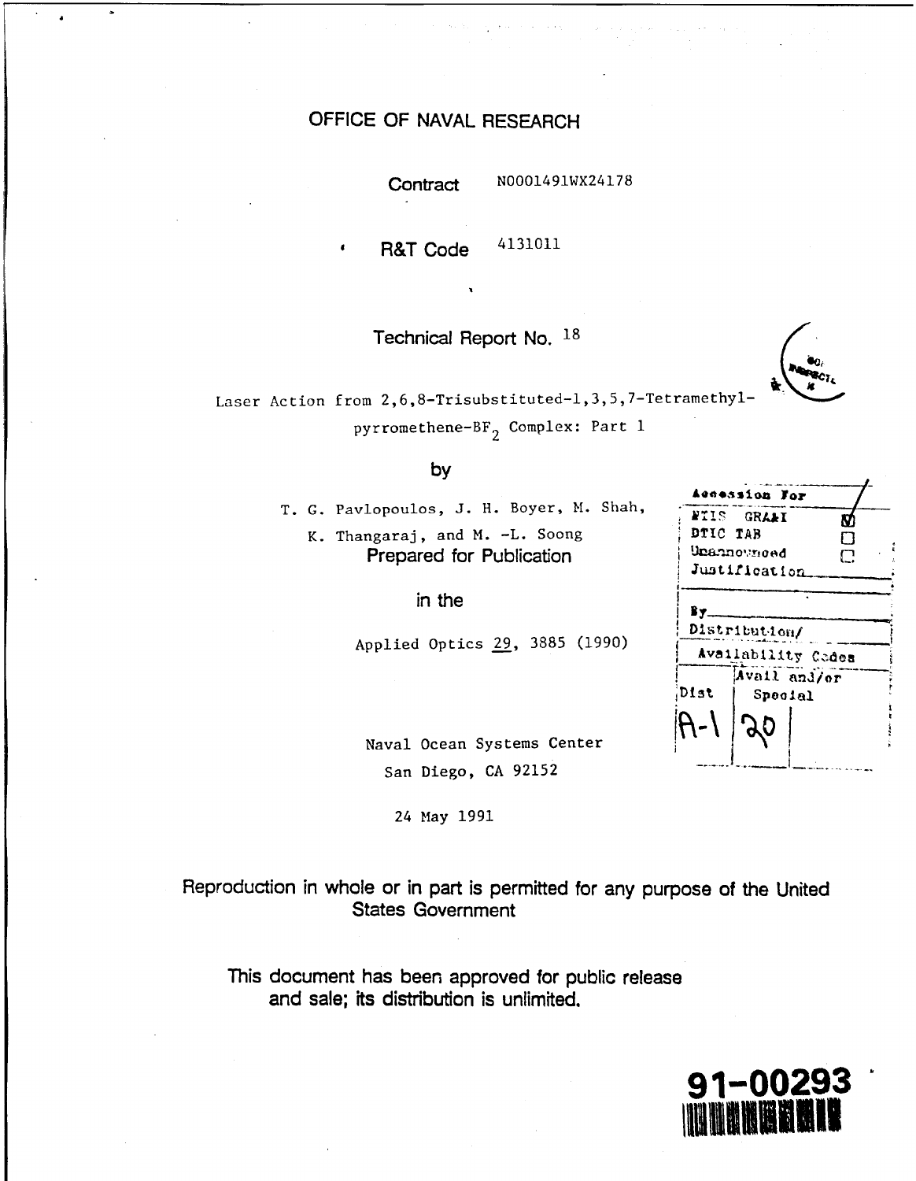# OFFICE OF NAVAL RESEARCH

Contract N0001491WX24178

R&T Code 4131011

Technical Report No. 18

Laser Action from 2,6,8-Trisubstituted-1,3,5,7-Tetramethyl-pyrromethene-$BF_2$ Complex: Part 1

by

T. G. Pavlopoulos, J. H. Boyer, M. Shah, K. Thangaraj, and M. -L. Soong

Prepared for Publication

in the

Applied Optics 29, 3885 (1990)

Naval Ocean Systems Center
San Diego, CA 92152

24 May 1991

| Accession For | |
|---|---|
| NTIS GRA&I | ☑ |
| DTIC TAB | ☐ |
| Unannounced | ☐ |
| Justification | |
| By | |
| Distribution/ | |
| Availability Codes | |
| Dist | Avail and/or Special |
| A-1 | 20 |

Reproduction in whole or in part is permitted for any purpose of the United States Government

This document has been approved for public release and sale; its distribution is unlimited.

91-00293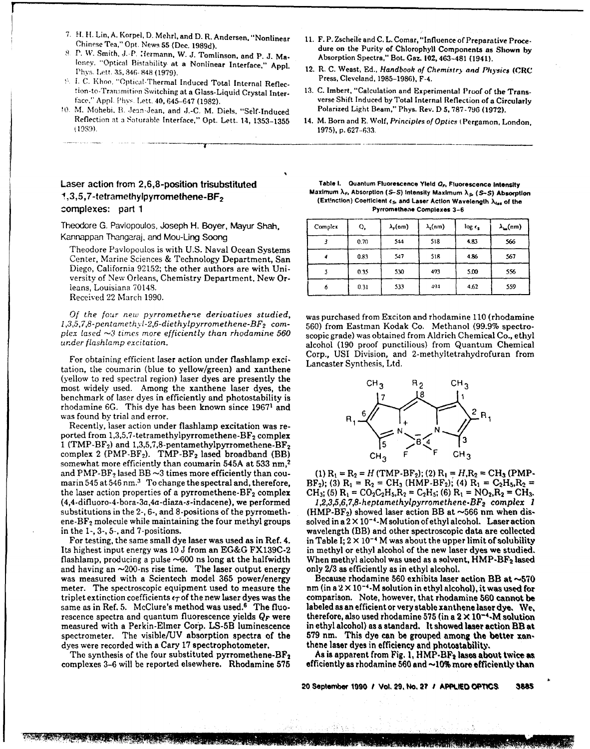7. H. H. Lin, A. Korpel, D. Mehrl, and D. R. Andersen, "Nonlinear Chinese Tea," Opt. News 55 (Dec. 1989d).
8. P. W. Smith, J.-P. Hermann, W. J. Tomlinson, and P. J. Maloney, "Optical Bistability at a Nonlinear Interface," Appl. Phys. Lett. 35, 846-848 (1979).
9. I. C. Khoo, "Optical-Thermal Induced Total Internal Reflection-to-Transmition Switching at a Glass-Liquid Crystal Interface," Appl. Phys. Lett. 40, 645-647 (1982).
10. M. Mohebi, B. Jean-Jean, and J.-C. M. Diels, "Self-Induced Reflection at a Saturable Interface," Opt. Lett. 14, 1353-1355 (1989).
11. F. P. Zscheile and C. L. Comar, "Influence of Preparative Procedure on the Purity of Chlorophyll Components as Shown by Absorption Spectra," Bot. Gaz. 102, 463-481 (1941).
12. R. C. Weast, Ed., *Handbook of Chemistry and Physics* (CRC Press, Cleveland, 1985-1986), F-4.
13. C. Imbert, "Calculation and Experimental Proof of the Transverse Shift Induced by Total Internal Reflection of a Circularly Polarized Light Beam," Phys. Rev. D 5, 787-796 (1972).
14. M. Born and E. Wolf, *Principles of Optics* (Pergamon, London, 1975), p. 627-633.

## Laser action from 2,6,8-position trisubstituted 1,3,5,7-tetramethylpyrromethene-$BF_2$ complexes: part 1

Theodore G. Pavlopoulos, Joseph H. Boyer, Mayur Shah, Kannappan Thangaraj, and Mou-Ling Soong

Theodore Pavlopoulos is with U.S. Naval Ocean Systems Center, Marine Sciences & Technology Department, San Diego, California 92152; the other authors are with University of New Orleans, Chemistry Department, New Orleans, Louisiana 70148.

Received 22 March 1990.

*Of the four new pyrromethene derivatives studied, 1,3,5,7,8-pentamethyl-2,6-diethylpyrromethene-$BF_2$ complex lased ~3 times more efficiently than rhodamine 560 under flashlamp excitation.*

For obtaining efficient laser action under flashlamp excitation, the coumarin (blue to yellow/green) and xanthene (yellow to red spectral region) laser dyes are presently the most widely used. Among the xanthene laser dyes, the benchmark of laser dyes in efficiently and photostability is rhodamine 6G. This dye has been known since 1967[1] and was found by trial and error.

Recently, laser action under flashlamp excitation was reported from 1,3,5,7-tetramethylpyrromethene-$BF_2$ complex 1 (TMP-$BF_2$) and 1,3,5,7,8-pentamethylpyrromethene-$BF_2$ complex 2 (PMP-$BF_2$). TMP-$BF_2$ lased broadband (BB) somewhat more efficiently than coumarin 545A at 533 nm,[2] and PMP-$BF_2$ lased BB ~3 times more efficiently than coumarin 545 at 546 nm.[3] To change the spectral and, therefore, the laser action properties of a pyrromethene-$BF_2$ complex (4,4-difluoro-4-bora-3a,4a-diaza-s-indacene), we performed substitutions in the 2-, 6-, and 8-positions of the pyrromethene-$BF_2$ molecule while maintaining the four methyl groups in the 1-, 3-, 5-, and 7-positions.

For testing, the same small dye laser was used as in Ref. 4. Its highest input energy was 10 J from an EG&G FX139C-2 flashlamp, producing a pulse ~600 ns long at the halfwidth and having an ~200-ns rise time. The laser output energy was measured with a Scientech model 365 power/energy meter. The spectroscopic equipment used to measure the triplet extinction coefficients $\epsilon_T$ of the new laser dyes was the same as in Ref. 5. McClure's method was used.[6] The fluorescence spectra and quantum fluorescence yields $Q_F$ were measured with a Perkin-Elmer Corp. LS-5B luminescence spectrometer. The visible/UV absorption spectra of the dyes were recorded with a Cary 17 spectrophotometer.

The synthesis of the four substituted pyrromethene-$BF_2$ complexes 3–6 will be reported elsewhere. Rhodamine 575 was purchased from Exciton and rhodamine 110 (rhodamine 560) from Eastman Kodak Co. Methanol (99.9% spectroscopic grade) was obtained from Aldrich Chemical Co., ethyl alcohol (190 proof punctilious) from Quantum Chemical Corp., USI Division, and 2-methyltetrahydrofuran from Lancaster Synthesis, Ltd.

**Table I. Quantum Fluorescence Yield $Q_F$, Fluorescence Intensity Maximum $\lambda_F$, Absorption (S–S) Intensity Maximum $\lambda_S$, (S–S) Absorption (Extinction) Coefficient $\epsilon_S$, and Laser Action Wavelength $\lambda_{las}$ of the Pyrromethene Complexes 3–6**

| Complex | $Q_F$ | $\lambda_F$(nm) | $\lambda_S$(nm) | log $\epsilon_S$ | $\lambda_{las}$(nm) |
|---|---|---|---|---|---|
| 3 | 0.70 | 544 | 518 | 4.83 | 566 |
| 4 | 0.83 | 547 | 518 | 4.86 | 567 |
| 5 | 0.35 | 530 | 493 | 5.00 | 556 |
| 6 | 0.31 | 533 | 494 | 4.62 | 559 |

(1) $R_1 = R_2 = H$ (TMP-$BF_2$); (2) $R_1 = H, R_2 = CH_3$ (PMP-$BF_2$); (3) $R_1 = R_2 = CH_3$ (HMP-$BF_2$); (4) $R_1 = C_2H_5, R_2 = CH_3$; (5) $R_1 = CO_2C_2H_5, R_2 = C_2H_5$; (6) $R_1 = NO_2, R_2 = CH_3$.

*1,2,3,5,6,7,8-heptamethylpyrromethene-$BF_2$ complex 1* (HMP-$BF_2$) showed laser action BB at ~566 nm when dissolved in a $2 \times 10^{-4}$-M solution of ethyl alcohol. Laser action wavelength (BB) and other spectroscopic data are collected in Table I; $2 \times 10^{-4}$ M was about the upper limit of solubility in methyl or ethyl alcohol of the new laser dyes we studied. When methyl alcohol was used as a solvent, HMP-$BF_2$ lased only 2/3 as efficiently as in ethyl alcohol.

Because rhodamine 560 exhibits laser action BB at ~570 nm (in a $2 \times 10^{-4}$-M solution in ethyl alcohol), it was used for comparison. Note, however, that rhodamine 560 cannot be labeled as an efficient or very stable xanthene laser dye. We, therefore, also used rhodamine 575 (in a $2 \times 10^{-4}$-M solution in ethyl alcohol) as a standard. It showed laser action BB at 579 nm. This dye can be grouped among the better xanthene laser dyes in efficiency and photostability.

As is apparent from Fig. 1, HMP-$BF_2$ lases about twice as efficiently as rhodamine 560 and ~10% more efficiently than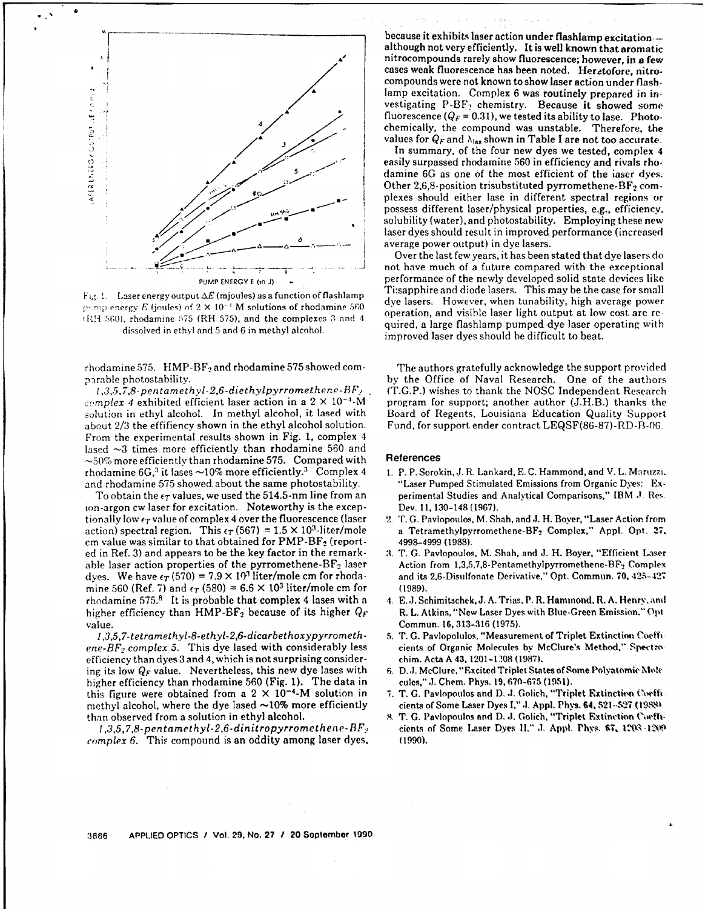LASER ENERGY OUTPUT ΔE (mJ)

4

3

5

RH 560

RH 575

6

PUMP ENERGY E (in J)

Fig. 1. Laser energy output $\Delta E$ (mjoules) as a function of flashlamp pump energy $E$ (joules) of $2 \times 10^{-4}$ M solutions of rhodamine 560 (RH 560), rhodamine 575 (RH 575), and the complexes 3 and 4 dissolved in ethyl and 5 and 6 in methyl alcohol.

rhodamine 575. HMP-$BF_2$ and rhodamine 575 showed comparable photostability.

*1,3,5,7,8-pentamethyl-2,6-diethylpyrromethene-$BF_2$ complex 4* exhibited efficient laser action in a $2 \times 10^{-4}$-M solution in ethyl alcohol. In methyl alcohol, it lased with about 2/3 the effifiency shown in the ethyl alcohol solution. From the experimental results shown in Fig. 1, complex 4 lased ~3 times more efficiently than rhodamine 560 and ~50% more efficiently than rhodamine 575. Compared with rhodamine 6G,[3] it lases ~10% more efficiently.[3] Complex 4 and rhodamine 575 showed about the same photostability.

To obtain the $\epsilon_T$ values, we used the 514.5-nm line from an ion-argon cw laser for excitation. Noteworthy is the exceptionally low $\epsilon_T$ value of complex 4 over the fluorescence (laser action) spectral region. This $\epsilon_T(567) = 1.5 \times 10^3$-liter/mole cm value was similar to that obtained for PMP-$BF_2$ (reported in Ref. 3) and appears to be the key factor in the remarkable laser action properties of the pyrromethene-$BF_2$ laser dyes. We have $\epsilon_T(570) = 7.9 \times 10^3$ liter/mole cm for rhodamine 560 (Ref. 7) and $\epsilon_T(580) = 6.6 \times 10^3$ liter/mole cm for rhodamine 575.[8] It is probable that complex 4 lases with a higher efficiency than HMP-$BF_2$ because of its higher $Q_F$ value.

*1,3,5,7-tetramethyl-8-ethyl-2,6-dicarbethoxypyrromethene-$BF_2$ complex 5.* This dye lased with considerably less efficiency than dyes 3 and 4, which is not surprising considering its low $Q_F$ value. Nevertheless, this new dye lases with higher efficiency than rhodamine 560 (Fig. 1). The data in this figure were obtained from a $2 \times 10^{-4}$-M solution in methyl alcohol, where the dye lased ~10% more efficiently than observed from a solution in ethyl alcohol.

*1,3,5,7,8-pentamethyl-2,6-dinitropyrromethene-$BF_2$ complex 6.* This compound is an oddity among laser dyes, because it exhibits laser action under flashlamp excitation—although not very efficiently. It is well known that aromatic nitrocompounds rarely show fluorescence; however, in a few cases weak fluorescence has been noted. Heretofore, nitrocompounds were not known to show laser action under flashlamp excitation. Complex 6 was routinely prepared in investigating P-$BF_2$ chemistry. Because it showed some fluorescence ($Q_F = 0.31$), we tested its ability to lase. Photochemically, the compound was unstable. Therefore, the values for $Q_F$ and $\lambda_{las}$ shown in Table I are not too accurate.

In summary, of the four new dyes we tested, complex 4 easily surpassed rhodamine 560 in efficiency and rivals rhodamine 6G as one of the most efficient of the laser dyes. Other 2,6,8-position trisubstituted pyrromethene-$BF_2$ complexes should either lase in different spectral regions or possess different laser/physical properties, e.g., efficiency, solubility (water), and photostability. Employing these new laser dyes should result in improved performance (increased average power output) in dye lasers.

Over the last few years, it has been stated that dye lasers do not have much of a future compared with the exceptional performance of the newly developed solid state devices like Ti:sapphire and diode lasers. This may be the case for small dye lasers. However, when tunability, high average power operation, and visible laser light output at low cost are required, a large flashlamp pumped dye laser operating with improved laser dyes should be difficult to beat.

The authors gratefully acknowledge the support provided by the Office of Naval Research. One of the authors (T.G.P.) wishes to thank the NOSC Independent Research program for support; another author (J.H.B.) thanks the Board of Regents, Louisiana Education Quality Support Fund, for support ender contract LEQSF(86-87)-RD-B-06.

## References

1. P. P. Sorokin, J. R. Lankard, E. C. Hammond, and V. L. Moruzzi, "Laser Pumped Stimulated Emissions from Organic Dyes: Experimental Studies and Analytical Comparisons," IBM J. Res. Dev. 11, 130–148 (1967).
2. T. G. Pavlopoulos, M. Shah, and J. H. Boyer, "Laser Action from a Tetramethylpyrromethene-$BF_2$ Complex," Appl. Opt. 27, 4998–4999 (1988).
3. T. G. Pavlopoulos, M. Shah, and J. H. Boyer, "Efficient Laser Action from 1,3,5,7,8-Pentamethylpyrromethene-$BF_2$ Complex and its 2,6-Disulfonate Derivative," Opt. Commun. 70, 425–427 (1989).
4. E. J. Schimitschek, J. A. Trias, P. R. Hammond, R. A. Henry, and R. L. Atkins, "New Laser Dyes with Blue-Green Emission," Opt Commun. 16, 313–316 (1975).
5. T. G. Pavlopolulos, "Measurement of Triplet Extinction Coefficients of Organic Molecules by McClure's Method," Spectrochim. Acta A 43, 1201–1208 (1987).
6. D. J. McClure, "Excited Triplet States of Some Polyatomic Molecules," J. Chem. Phys. 19, 670–675 (1951).
7. T. G. Pavlopoulos and D. J. Golich, "Triplet Extinction Coefficients of Some Laser Dyes I," J. Appl. Phys. 64, 521–527 (1988).
8. T. G. Pavlopoulos and D. J. Golich, "Triplet Extinction Coefficients of Some Laser Dyes II," J. Appl. Phys. 67, 1203–1209 (1990).